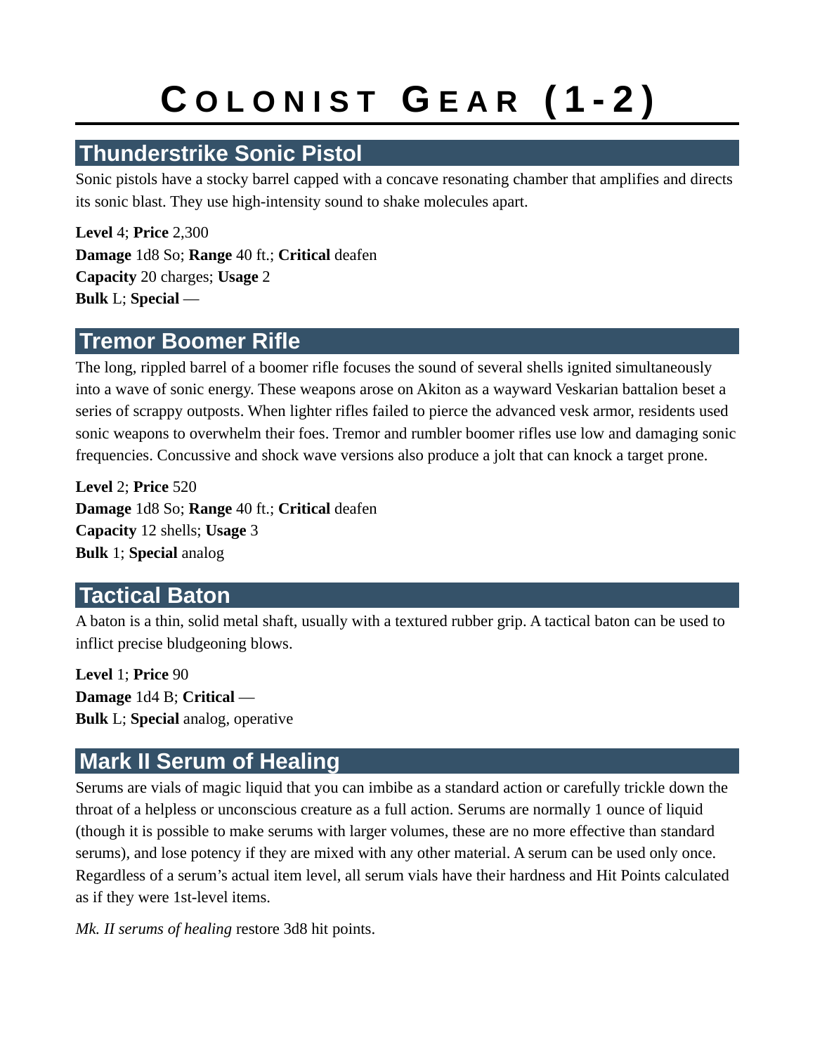# Colonist Gear (1-2)

## Thunderstrike Sonic Pistol

Sonic pistols have a stocky barrel capped with a concave resonating chamber that amplifies and directs its sonic blast. They use high-intensity sound to shake molecules apart.

**Level** 4; **Price** 2,300
**Damage** 1d8 So; **Range** 40 ft.; **Critical** deafen
**Capacity** 20 charges; **Usage** 2
**Bulk** L; **Special** —

## Tremor Boomer Rifle

The long, rippled barrel of a boomer rifle focuses the sound of several shells ignited simultaneously into a wave of sonic energy. These weapons arose on Akiton as a wayward Veskarian battalion beset a series of scrappy outposts. When lighter rifles failed to pierce the advanced vesk armor, residents used sonic weapons to overwhelm their foes. Tremor and rumbler boomer rifles use low and damaging sonic frequencies. Concussive and shock wave versions also produce a jolt that can knock a target prone.

**Level** 2; **Price** 520
**Damage** 1d8 So; **Range** 40 ft.; **Critical** deafen
**Capacity** 12 shells; **Usage** 3
**Bulk** 1; **Special** analog

## Tactical Baton

A baton is a thin, solid metal shaft, usually with a textured rubber grip. A tactical baton can be used to inflict precise bludgeoning blows.

**Level** 1; **Price** 90
**Damage** 1d4 B; **Critical** —
**Bulk** L; **Special** analog, operative

## Mark II Serum of Healing

Serums are vials of magic liquid that you can imbibe as a standard action or carefully trickle down the throat of a helpless or unconscious creature as a full action. Serums are normally 1 ounce of liquid (though it is possible to make serums with larger volumes, these are no more effective than standard serums), and lose potency if they are mixed with any other material. A serum can be used only once. Regardless of a serum's actual item level, all serum vials have their hardness and Hit Points calculated as if they were 1st-level items.

*Mk. II serums of healing* restore 3d8 hit points.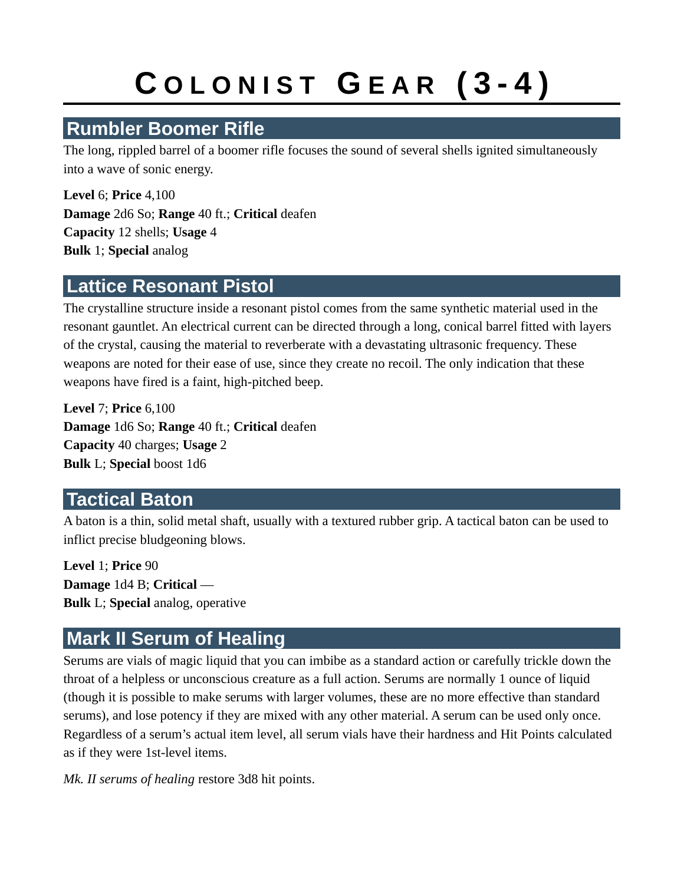# Colonist Gear (3-4)

## Rumbler Boomer Rifle

The long, rippled barrel of a boomer rifle focuses the sound of several shells ignited simultaneously into a wave of sonic energy.

**Level** 6; **Price** 4,100
**Damage** 2d6 So; **Range** 40 ft.; **Critical** deafen
**Capacity** 12 shells; **Usage** 4
**Bulk** 1; **Special** analog

## Lattice Resonant Pistol

The crystalline structure inside a resonant pistol comes from the same synthetic material used in the resonant gauntlet. An electrical current can be directed through a long, conical barrel fitted with layers of the crystal, causing the material to reverberate with a devastating ultrasonic frequency. These weapons are noted for their ease of use, since they create no recoil. The only indication that these weapons have fired is a faint, high-pitched beep.

**Level** 7; **Price** 6,100
**Damage** 1d6 So; **Range** 40 ft.; **Critical** deafen
**Capacity** 40 charges; **Usage** 2
**Bulk** L; **Special** boost 1d6

## Tactical Baton

A baton is a thin, solid metal shaft, usually with a textured rubber grip. A tactical baton can be used to inflict precise bludgeoning blows.

**Level** 1; **Price** 90
**Damage** 1d4 B; **Critical** —
**Bulk** L; **Special** analog, operative

## Mark II Serum of Healing

Serums are vials of magic liquid that you can imbibe as a standard action or carefully trickle down the throat of a helpless or unconscious creature as a full action. Serums are normally 1 ounce of liquid (though it is possible to make serums with larger volumes, these are no more effective than standard serums), and lose potency if they are mixed with any other material. A serum can be used only once. Regardless of a serum's actual item level, all serum vials have their hardness and Hit Points calculated as if they were 1st-level items.

*Mk. II serums of healing* restore 3d8 hit points.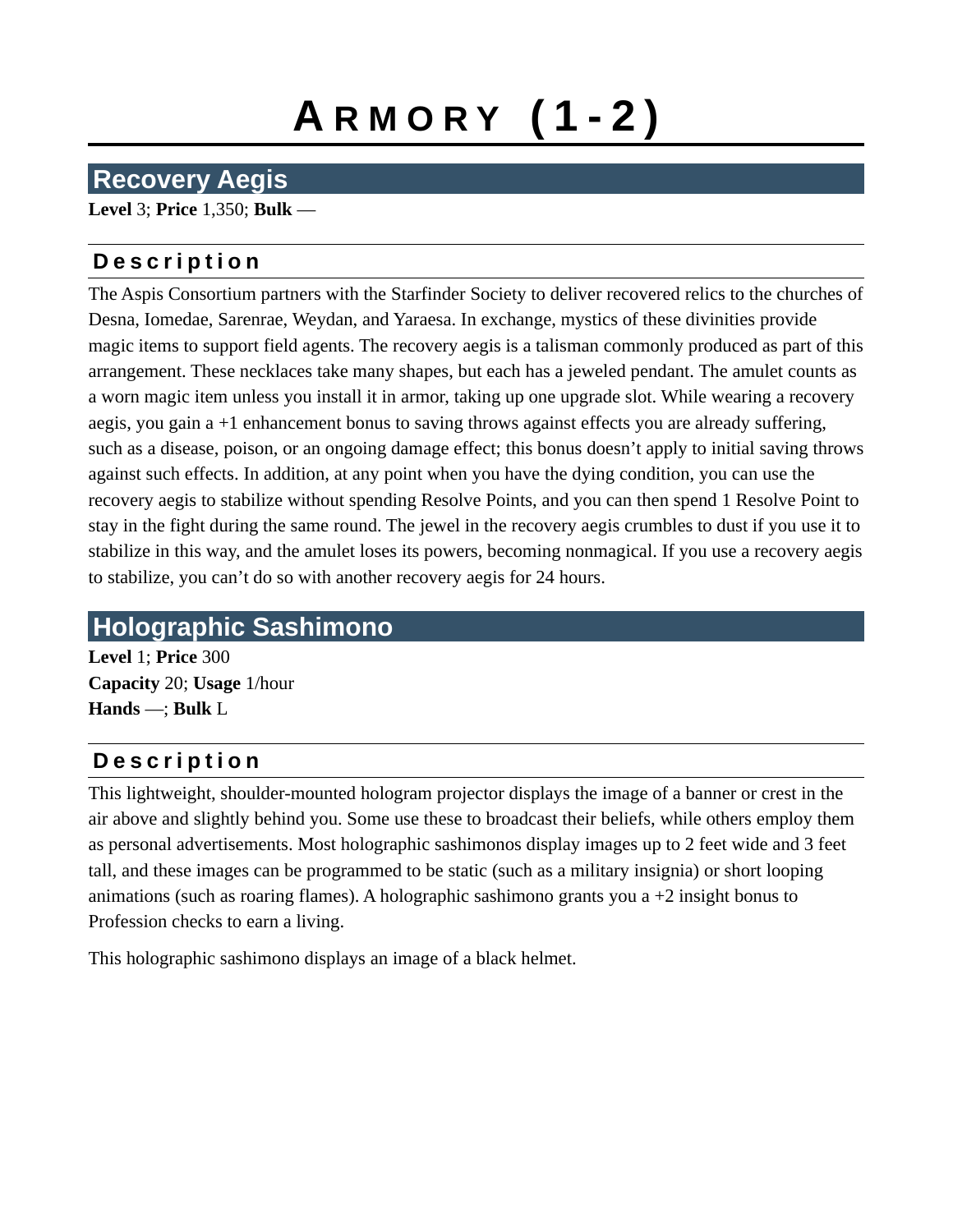# ARMORY (1-2)

## Recovery Aegis

**Level** 3; **Price** 1,350; **Bulk** —

### Description

The Aspis Consortium partners with the Starfinder Society to deliver recovered relics to the churches of Desna, Iomedae, Sarenrae, Weydan, and Yaraesa. In exchange, mystics of these divinities provide magic items to support field agents. The recovery aegis is a talisman commonly produced as part of this arrangement. These necklaces take many shapes, but each has a jeweled pendant. The amulet counts as a worn magic item unless you install it in armor, taking up one upgrade slot. While wearing a recovery aegis, you gain a +1 enhancement bonus to saving throws against effects you are already suffering, such as a disease, poison, or an ongoing damage effect; this bonus doesn't apply to initial saving throws against such effects. In addition, at any point when you have the dying condition, you can use the recovery aegis to stabilize without spending Resolve Points, and you can then spend 1 Resolve Point to stay in the fight during the same round. The jewel in the recovery aegis crumbles to dust if you use it to stabilize in this way, and the amulet loses its powers, becoming nonmagical. If you use a recovery aegis to stabilize, you can't do so with another recovery aegis for 24 hours.

## Holographic Sashimono

**Level** 1; **Price** 300
**Capacity** 20; **Usage** 1/hour
**Hands** —; **Bulk** L

### Description

This lightweight, shoulder-mounted hologram projector displays the image of a banner or crest in the air above and slightly behind you. Some use these to broadcast their beliefs, while others employ them as personal advertisements. Most holographic sashimonos display images up to 2 feet wide and 3 feet tall, and these images can be programmed to be static (such as a military insignia) or short looping animations (such as roaring flames). A holographic sashimono grants you a +2 insight bonus to Profession checks to earn a living.

This holographic sashimono displays an image of a black helmet.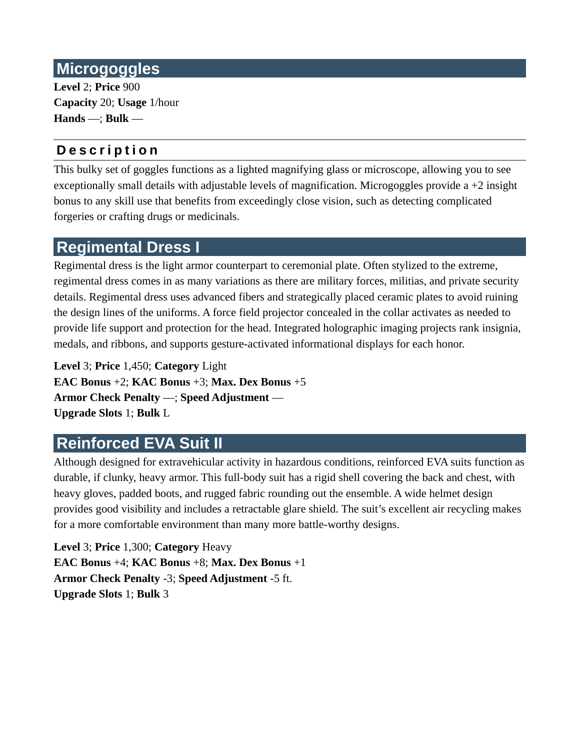## Microgoggles

**Level** 2; **Price** 900
**Capacity** 20; **Usage** 1/hour
**Hands** —; **Bulk** —

### Description

This bulky set of goggles functions as a lighted magnifying glass or microscope, allowing you to see exceptionally small details with adjustable levels of magnification. Microgoggles provide a +2 insight bonus to any skill use that benefits from exceedingly close vision, such as detecting complicated forgeries or crafting drugs or medicinals.

## Regimental Dress I

Regimental dress is the light armor counterpart to ceremonial plate. Often stylized to the extreme, regimental dress comes in as many variations as there are military forces, militias, and private security details. Regimental dress uses advanced fibers and strategically placed ceramic plates to avoid ruining the design lines of the uniforms. A force field projector concealed in the collar activates as needed to provide life support and protection for the head. Integrated holographic imaging projects rank insignia, medals, and ribbons, and supports gesture-activated informational displays for each honor.

**Level** 3; **Price** 1,450; **Category** Light
**EAC Bonus** +2; **KAC Bonus** +3; **Max. Dex Bonus** +5
**Armor Check Penalty** —; **Speed Adjustment** —
**Upgrade Slots** 1; **Bulk** L

## Reinforced EVA Suit II

Although designed for extravehicular activity in hazardous conditions, reinforced EVA suits function as durable, if clunky, heavy armor. This full-body suit has a rigid shell covering the back and chest, with heavy gloves, padded boots, and rugged fabric rounding out the ensemble. A wide helmet design provides good visibility and includes a retractable glare shield. The suit's excellent air recycling makes for a more comfortable environment than many more battle-worthy designs.

**Level** 3; **Price** 1,300; **Category** Heavy
**EAC Bonus** +4; **KAC Bonus** +8; **Max. Dex Bonus** +1
**Armor Check Penalty** -3; **Speed Adjustment** -5 ft.
**Upgrade Slots** 1; **Bulk** 3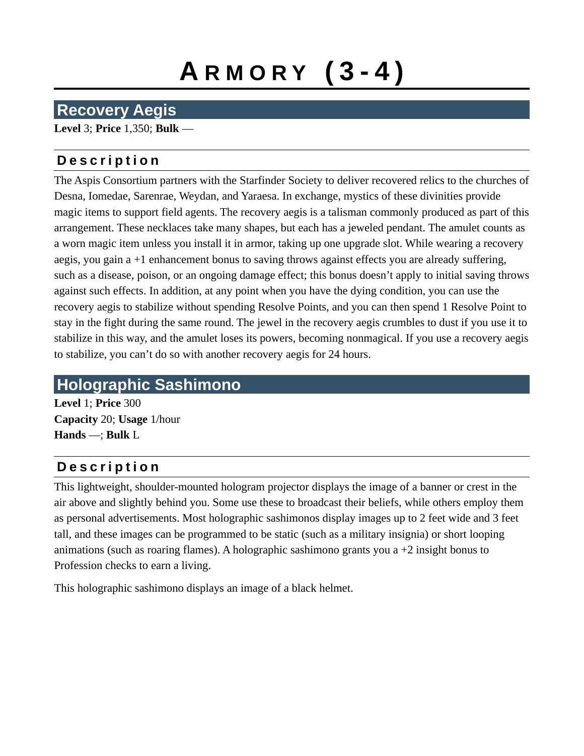# ARMORY (3-4)

## Recovery Aegis

**Level** 3; **Price** 1,350; **Bulk** —

### Description

The Aspis Consortium partners with the Starfinder Society to deliver recovered relics to the churches of Desna, Iomedae, Sarenrae, Weydan, and Yaraesa. In exchange, mystics of these divinities provide magic items to support field agents. The recovery aegis is a talisman commonly produced as part of this arrangement. These necklaces take many shapes, but each has a jeweled pendant. The amulet counts as a worn magic item unless you install it in armor, taking up one upgrade slot. While wearing a recovery aegis, you gain a +1 enhancement bonus to saving throws against effects you are already suffering, such as a disease, poison, or an ongoing damage effect; this bonus doesn't apply to initial saving throws against such effects. In addition, at any point when you have the dying condition, you can use the recovery aegis to stabilize without spending Resolve Points, and you can then spend 1 Resolve Point to stay in the fight during the same round. The jewel in the recovery aegis crumbles to dust if you use it to stabilize in this way, and the amulet loses its powers, becoming nonmagical. If you use a recovery aegis to stabilize, you can't do so with another recovery aegis for 24 hours.

## Holographic Sashimono

**Level** 1; **Price** 300
**Capacity** 20; **Usage** 1/hour
**Hands** —; **Bulk** L

### Description

This lightweight, shoulder-mounted hologram projector displays the image of a banner or crest in the air above and slightly behind you. Some use these to broadcast their beliefs, while others employ them as personal advertisements. Most holographic sashimonos display images up to 2 feet wide and 3 feet tall, and these images can be programmed to be static (such as a military insignia) or short looping animations (such as roaring flames). A holographic sashimono grants you a +2 insight bonus to Profession checks to earn a living.

This holographic sashimono displays an image of a black helmet.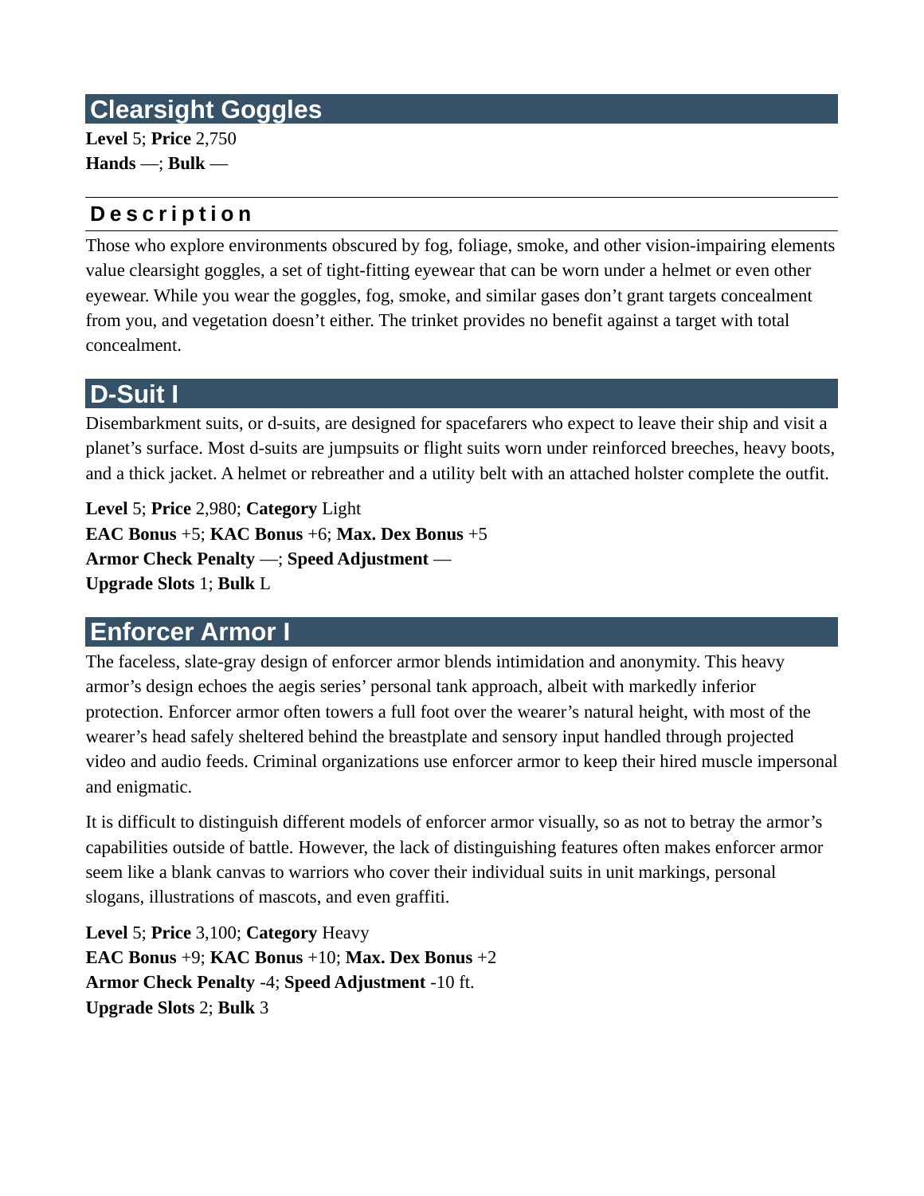## Clearsight Goggles

**Level** 5; **Price** 2,750
**Hands** —; **Bulk** —

### Description

Those who explore environments obscured by fog, foliage, smoke, and other vision-impairing elements value clearsight goggles, a set of tight-fitting eyewear that can be worn under a helmet or even other eyewear. While you wear the goggles, fog, smoke, and similar gases don’t grant targets concealment from you, and vegetation doesn’t either. The trinket provides no benefit against a target with total concealment.

## D-Suit I

Disembarkment suits, or d-suits, are designed for spacefarers who expect to leave their ship and visit a planet’s surface. Most d-suits are jumpsuits or flight suits worn under reinforced breeches, heavy boots, and a thick jacket. A helmet or rebreather and a utility belt with an attached holster complete the outfit.

**Level** 5; **Price** 2,980; **Category** Light
**EAC Bonus** +5; **KAC Bonus** +6; **Max. Dex Bonus** +5
**Armor Check Penalty** —; **Speed Adjustment** —
**Upgrade Slots** 1; **Bulk** L

## Enforcer Armor I

The faceless, slate-gray design of enforcer armor blends intimidation and anonymity. This heavy armor’s design echoes the aegis series’ personal tank approach, albeit with markedly inferior protection. Enforcer armor often towers a full foot over the wearer’s natural height, with most of the wearer’s head safely sheltered behind the breastplate and sensory input handled through projected video and audio feeds. Criminal organizations use enforcer armor to keep their hired muscle impersonal and enigmatic.

It is difficult to distinguish different models of enforcer armor visually, so as not to betray the armor’s capabilities outside of battle. However, the lack of distinguishing features often makes enforcer armor seem like a blank canvas to warriors who cover their individual suits in unit markings, personal slogans, illustrations of mascots, and even graffiti.

**Level** 5; **Price** 3,100; **Category** Heavy
**EAC Bonus** +9; **KAC Bonus** +10; **Max. Dex Bonus** +2
**Armor Check Penalty** -4; **Speed Adjustment** -10 ft.
**Upgrade Slots** 2; **Bulk** 3